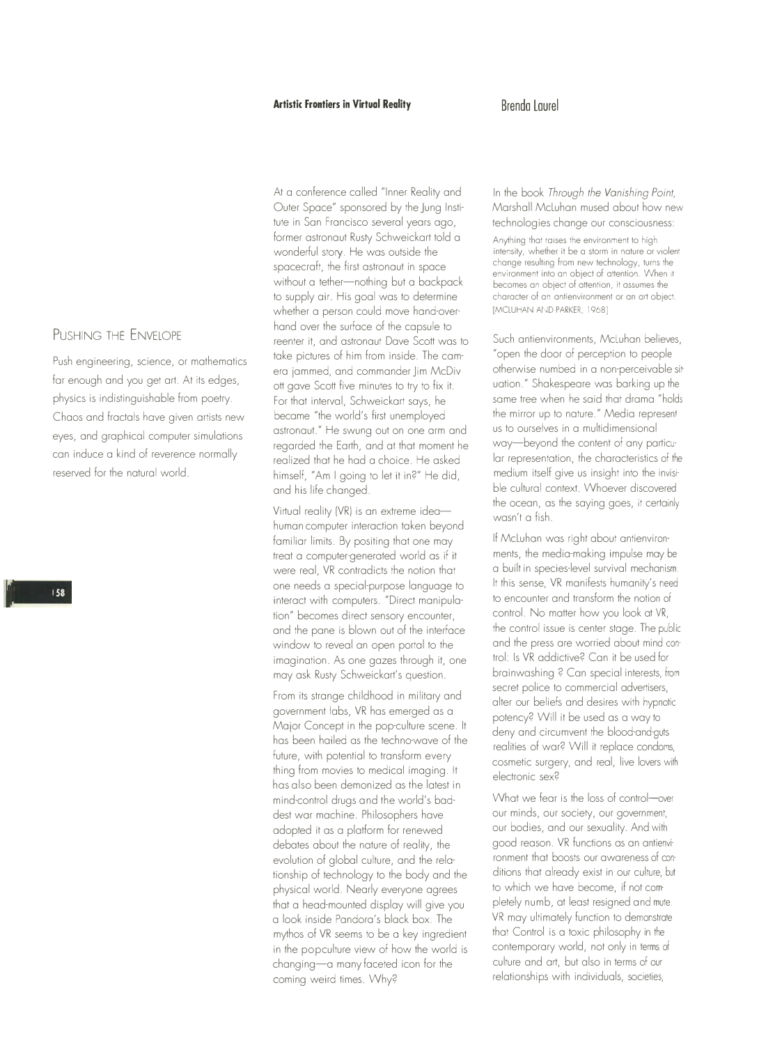# Artistic Frontiers in Virtual Reality

Brenda Laurel

## Pushing the Envelope

Push engineering, science, or mathematics far enough and you get art. At its edges, physics is indistinguishable from poetry. Chaos and fractals have given artists new eyes, and graphical computer simulations can induce a kind of reverence normally reserved for the natural world.

At a conference called "Inner Reality and Outer Space" sponsored by the Jung Institute in San Francisco several years ago, former astronaut Rusty Schweickart told a wonderful story. He was outside the spacecraft, the first astronaut in space without a tether—nothing but a backpack to supply air. His goal was to determine whether a person could move hand-over-hand over the surface of the capsule to reenter it, and astronaut Dave Scott was to take pictures of him from inside. The camera jammed, and commander Jim McDivott gave Scott five minutes to try to fix it. For that interval, Schweickart says, he became "the world's first unemployed astronaut." He swung out on one arm and regarded the Earth, and at that moment he realized that he had a choice. He asked himself, "Am I going to let it in?" He did, and his life changed.

Virtual reality (VR) is an extreme idea—human computer interaction taken beyond familiar limits. By positing that one may treat a computer-generated world as if it were real, VR contradicts the notion that one needs a special-purpose language to interact with computers. "Direct manipulation" becomes direct sensory encounter, and the pane is blown out of the interface window to reveal an open portal to the imagination. As one gazes through it, one may ask Rusty Schweickart's question.

From its strange childhood in military and government labs, VR has emerged as a Major Concept in the pop-culture scene. It has been hailed as the techno-wave of the future, with potential to transform everything from movies to medical imaging. It has also been demonized as the latest in mind-control drugs and the world's baddest war machine. Philosophers have adopted it as a platform for renewed debates about the nature of reality, the evolution of global culture, and the relationship of technology to the body and the physical world. Nearly everyone agrees that a head-mounted display will give you a look inside Pandora's black box. The mythos of VR seems to be a key ingredient in the pop-culture view of how the world is changing—a many faceted icon for the coming weird times. Why?

In the book *Through the Vanishing Point,* Marshall McLuhan mused about how new technologies change our consciousness:

> Anything that raises the environment to high intensity, whether it be a storm in nature or violent change resulting from new technology, turns the environment into an object of attention. When it becomes an object of attention, it assumes the character of an antienvironment or an art object. [MCLUHAN AND PARKER, 1968]

Such antienvironments, McLuhan believes, "open the door of perception to people otherwise numbed in a non-perceivable situation." Shakespeare was barking up the same tree when he said that drama "holds the mirror up to nature." Media represent us to ourselves in a multidimensional way—beyond the content of any particular representation, the characteristics of the medium itself give us insight into the invisible cultural context. Whoever discovered the ocean, as the saying goes, it certainly wasn't a fish.

If McLuhan was right about antienvironments, the media-making impulse may be a built-in species-level survival mechanism. It this sense, VR manifests humanity's need to encounter and transform the notion of control. No matter how you look at VR, the control issue is center stage. The public and the press are worried about mind control: Is VR addictive? Can it be used for brainwashing ? Can special interests, from secret police to commercial advertisers, alter our beliefs and desires with hypnotic potency? Will it be used as a way to deny and circumvent the blood-and-guts realities of war? Will it replace condoms, cosmetic surgery, and real, live lovers with electronic sex?

What we fear is the loss of control—over our minds, our society, our government, our bodies, and our sexuality. And with good reason. VR functions as an antienvironment that boosts our awareness of conditions that already exist in our culture, but to which we have become, if not completely numb, at least resigned and mute. VR may ultimately function to demonstrate that Control is a toxic philosophy in the contemporary world, not only in terms of culture and art, but also in terms of our relationships with individuals, societies,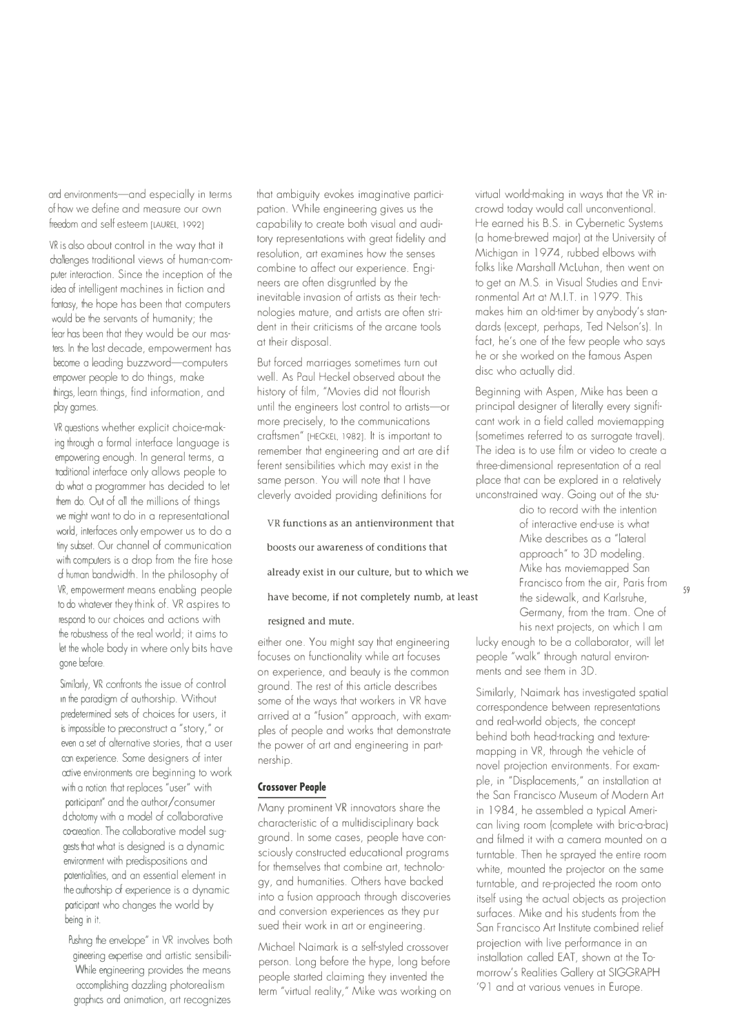and environments—and especially in terms of how we define and measure our own freedom and self esteem [LAUREL, 1992]

VR is also about control in the way that it challenges traditional views of human-computer interaction. Since the inception of the idea of intelligent machines in fiction and fantasy, the hope has been that computers would be the servants of humanity; the fear has been that they would be our masters. In the last decade, empowerment has become a leading buzzword—computers empower people to do things, make things, learn things, find information, and play games.

VR questions whether explicit choice-making through a formal interface language is empowering enough. In general terms, a traditional interface only allows people to do what a programmer has decided to let them do. Out of all the millions of things we might want to do in a representational world, interfaces only empower us to do a tiny subset. Our channel of communication with computers is a drop from the fire hose of human bandwidth. In the philosophy of VR, empowerment means enabling people to do whatever they think of. VR aspires to respond to our choices and actions with the robustness of the real world; it aims to let the whole body in where only bits have gone before.

Similarly, VR confronts the issue of control in the paradigm of authorship. Without predetermined sets of choices for users, it is impossible to preconstruct a "story," or even a set of alternative stories, that a user can experience. Some designers of interactive environments are beginning to work with a notion that replaces "user" with "participant" and the author/consumer dichotomy with a model of collaborative co-creation. The collaborative model suggests that what is designed is a dynamic environment with predispositions and potentialities, and an essential element in the authorship of experience is a dynamic participant who changes the world by being in it.

"Pushing the envelope" in VR involves both engineering expertise and artistic sensibilities. While engineering provides the means of accomplishing dazzling photorealism in graphics and animation, art recognizes that ambiguity evokes imaginative participation. While engineering gives us the capability to create both visual and auditory representations with great fidelity and resolution, art examines how the senses combine to affect our experience. Engineers are often disgruntled by the inevitable invasion of artists as their technologies mature, and artists are often strident in their criticisms of the arcane tools at their disposal.

But forced marriages sometimes turn out well. As Paul Heckel observed about the history of film, "Movies did not flourish until the engineers lost control to artists—or more precisely, to the communications craftsmen" [HECKEL, 1982]. It is important to remember that engineering and art are different sensibilities which may exist in the same person. You will note that I have cleverly avoided providing definitions for either one. You might say that engineering focuses on functionality while art focuses on experience, and beauty is the common ground. The rest of this article describes some of the ways that workers in VR have arrived at a "fusion" approach, with examples of people and works that demonstrate the power of art and engineering in partnership.

> VR functions as an antienvironment that boosts our awareness of conditions that already exist in our culture, but to which we have become, if not completely numb, at least resigned and mute.

## Crossover People

Many prominent VR innovators share the characteristic of a multidisciplinary background. In some cases, people have consciously constructed educational programs for themselves that combine art, technology, and humanities. Others have backed into a fusion approach through discoveries and conversion experiences as they pursued their work in art or engineering.

Michael Naimark is a self-styled crossover person. Long before the hype, long before people started claiming they invented the term "virtual reality," Mike was working on virtual world-making in ways that the VR in-crowd today would call unconventional. He earned his B.S. in Cybernetic Systems (a home-brewed major) at the University of Michigan in 1974, rubbed elbows with folks like Marshall McLuhan, then went on to get an M.S. in Visual Studies and Environmental Art at M.I.T. in 1979. This makes him an old-timer by anybody's standards (except, perhaps, Ted Nelson's). In fact, he's one of the few people who says he or she worked on the famous Aspen disc who actually did.

Beginning with Aspen, Mike has been a principal designer of literally every significant work in a field called moviemapping (sometimes referred to as surrogate travel). The idea is to use film or video to create a three-dimensional representation of a real place that can be explored in a relatively unconstrained way. Going out of the studio to record with the intention of interactive end-use is what Mike describes as a "lateral approach" to 3D modeling. Mike has moviemapped San Francisco from the air, Paris from the sidewalk, and Karlsruhe, Germany, from the tram. One of his next projects, on which I am lucky enough to be a collaborator, will let people "walk" through natural environments and see them in 3D.

Similarly, Naimark has investigated spatial correspondence between representations and real-world objects, the concept behind both head-tracking and texture-mapping in VR, through the vehicle of novel projection environments. For example, in "Displacements," an installation at the San Francisco Museum of Modern Art in 1984, he assembled a typical American living room (complete with bric-a-brac) and filmed it with a camera mounted on a turntable. Then he sprayed the entire room white, mounted the projector on the same turntable, and re-projected the room onto itself using the actual objects as projection surfaces. Mike and his students from the San Francisco Art Institute combined relief projection with live performance in an installation called EAT, shown at the Tomorrow's Realities Gallery at SIGGRAPH '91 and at various venues in Europe.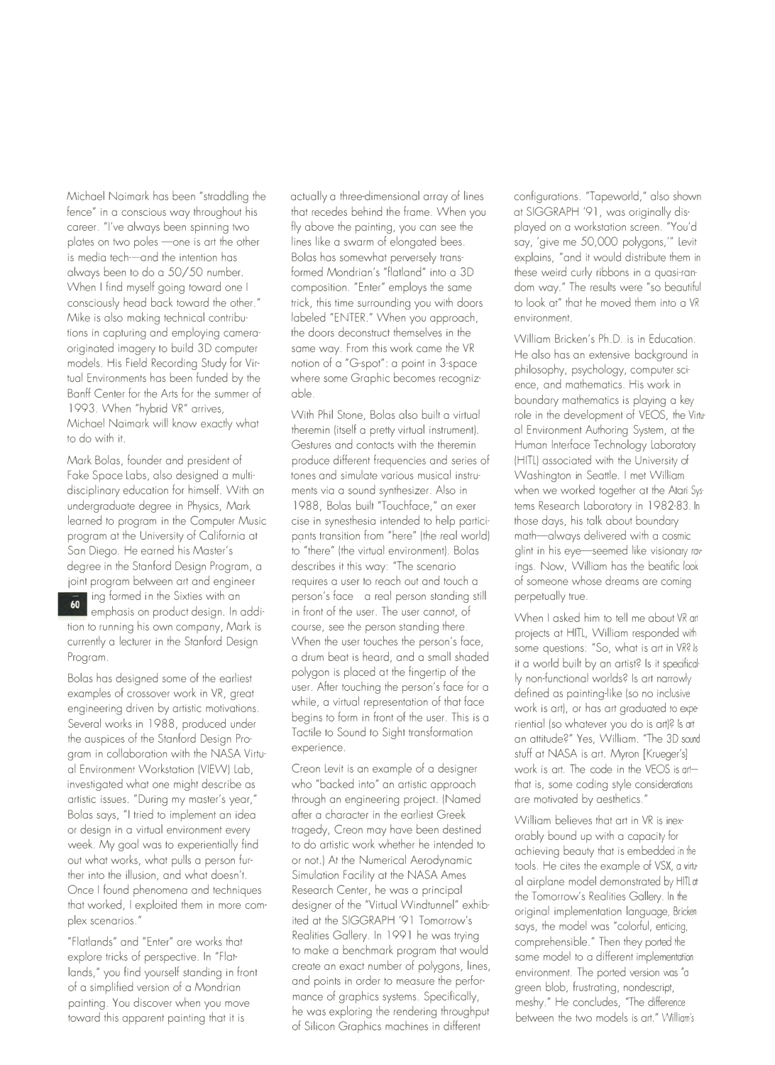Michael Naimark has been "straddling the fence" in a conscious way throughout his career. "I've always been spinning two plates on two poles —one is art the other is media tech—and the intention has always been to do a 50/50 number. When I find myself going toward one I consciously head back toward the other." Mike is also making technical contributions in capturing and employing camera-originated imagery to build 3D computer models. His Field Recording Study for Virtual Environments has been funded by the Banff Center for the Arts for the summer of 1993. When "hybrid VR" arrives, Michael Naimark will know exactly what to do with it.

Mark Bolas, founder and president of Fake Space Labs, also designed a multidisciplinary education for himself. With an undergraduate degree in Physics, Mark learned to program in the Computer Music program at the University of California at San Diego. He earned his Master's degree in the Stanford Design Program, a joint program between art and engineering formed in the Sixties with an emphasis on product design. In addition to running his own company, Mark is currently a lecturer in the Stanford Design Program.

Bolas has designed some of the earliest examples of crossover work in VR, great engineering driven by artistic motivations. Several works in 1988, produced under the auspices of the Stanford Design Program in collaboration with the NASA Virtual Environment Workstation (VIEW) Lab, investigated what one might describe as artistic issues. "During my master's year," Bolas says, "I tried to implement an idea or design in a virtual environment every week. My goal was to experientially find out what works, what pulls a person further into the illusion, and what doesn't. Once I found phenomena and techniques that worked, I exploited them in more complex scenarios."

"Flatlands" and "Enter" are works that explore tricks of perspective. In "Flatlands," you find yourself standing in front of a simplified version of a Mondrian painting. You discover when you move toward this apparent painting that it is actually a three-dimensional array of lines that recedes behind the frame. When you fly above the painting, you can see the lines like a swarm of elongated bees. Bolas has somewhat perversely transformed Mondrian's "flatland" into a 3D composition. "Enter" employs the same trick, this time surrounding you with doors labeled "ENTER." When you approach, the doors deconstruct themselves in the same way. From this work came the VR notion of a "G-spot": a point in 3-space where some Graphic becomes recognizable.

With Phil Stone, Bolas also built a virtual theremin (itself a pretty virtual instrument). Gestures and contacts with the theremin produce different frequencies and series of tones and simulate various musical instruments via a sound synthesizer. Also in 1988, Bolas built "Touchface," an exercise in synesthesia intended to help participants transition from "here" (the real world) to "there" (the virtual environment). Bolas describes it this way: "The scenario requires a user to reach out and touch a person's face a real person standing still in front of the user. The user cannot, of course, see the person standing there. When the user touches the person's face, a drum beat is heard, and a small shaded polygon is placed at the fingertip of the user. After touching the person's face for a while, a virtual representation of that face begins to form in front of the user. This is a Tactile to Sound to Sight transformation experience.

Creon Levit is an example of a designer who "backed into" an artistic approach through an engineering project. (Named after a character in the earliest Greek tragedy, Creon may have been destined to do artistic work whether he intended to or not.) At the Numerical Aerodynamic Simulation Facility at the NASA Ames Research Center, he was a principal designer of the "Virtual Windtunnel" exhibited at the SIGGRAPH '91 Tomorrow's Realities Gallery. In 1991 he was trying to make a benchmark program that would create an exact number of polygons, lines, and points in order to measure the performance of graphics systems. Specifically, he was exploring the rendering throughput of Silicon Graphics machines in different configurations. "Tapeworld," also shown at SIGGRAPH '91, was originally displayed on a workstation screen. "You'd say, 'give me 50,000 polygons,'" Levit explains, "and it would distribute them in these weird curly ribbons in a quasi-random way." The results were "so beautiful to look at" that he moved them into a VR environment.

William Bricken's Ph.D. is in Education. He also has an extensive background in philosophy, psychology, computer science, and mathematics. His work in boundary mathematics is playing a key role in the development of VEOS, the Virtual Environment Authoring System, at the Human Interface Technology Laboratory (HITL) associated with the University of Washington in Seattle. I met William when we worked together at the Atari Systems Research Laboratory in 1982-83. In those days, his talk about boundary math—always delivered with a cosmic glint in his eye—seemed like visionary ravings. Now, William has the beatific look of someone whose dreams are coming perpetually true.

When I asked him to tell me about VR art projects at HITL, William responded with some questions: "So, what is art in VR? Is it a world built by an artist? Is it specifically non-functional worlds? Is art narrowly defined as painting-like (so no inclusive work is art), or has art graduated to experiential (so whatever you do is art)? Is art an attitude?" Yes, William. "The 3D sound stuff at NASA is art. Myron [Krueger's] work is art. The code in the VEOS is art—that is, some coding style considerations are motivated by aesthetics."

William believes that art in VR is inexorably bound up with a capacity for achieving beauty that is embedded in the tools. He cites the example of VSX, a virtual airplane model demonstrated by HITL at the Tomorrow's Realities Gallery. In the original implementation language, Bricken says, the model was "colorful, enticing, comprehensible." Then they ported the same model to a different implementation environment. The ported version was "a green blob, frustrating, nondescript, meshy." He concludes, "The difference between the two models is art." William's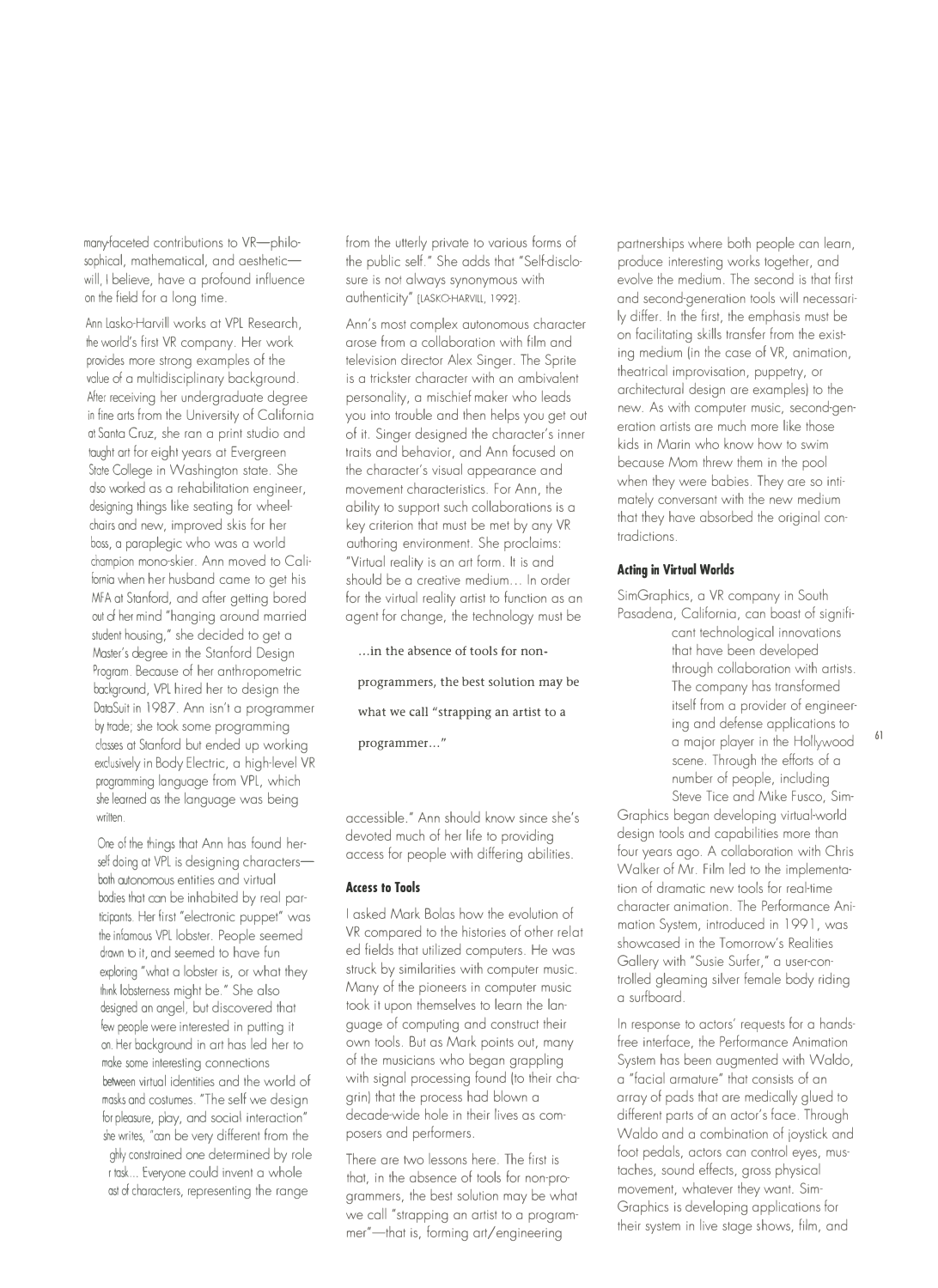many-faceted contributions to VR—philosophical, mathematical, and aesthetic—will, I believe, have a profound influence on the field for a long time.

Ann Lasko-Harvill works at VPL Research, the world's first VR company. Her work provides more strong examples of the value of a multidisciplinary background. After receiving her undergraduate degree in fine arts from the University of California at Santa Cruz, she ran a print studio and taught art for eight years at Evergreen State College in Washington state. She also worked as a rehabilitation engineer, designing things like seating for wheelchairs and new, improved skis for her boss, a paraplegic who was a world champion mono-skier. Ann moved to California when her husband came to get his MFA at Stanford, and after getting bored out of her mind "hanging around married student housing," she decided to get a Master's degree in the Stanford Design Program. Because of her anthropometric background, VPL hired her to design the DataSuit in 1987. Ann isn't a programmer by trade; she took some programming classes at Stanford but ended up working exclusively in Body Electric, a high-level VR programming language from VPL, which she learned as the language was being written.

One of the things that Ann has found herself doing at VPL is designing characters—both autonomous entities and virtual bodies that can be inhabited by real participants. Her first "electronic puppet" was the infamous VPL lobster. People seemed drawn to it, and seemed to have fun exploring "what a lobster is, or what they think lobsterness might be." She also designed an angel, but discovered that few people were interested in putting it on. Her background in art has led her to make some interesting connections between virtual identities and the world of masks and costumes. "The self we design for pleasure, play, and social interaction" she writes, "can be very different from the highly constrained one determined by role or task... Everyone could invent a whole cast of characters, representing the range from the utterly private to various forms of the public self." She adds that "Self-disclosure is not always synonymous with authenticity" [LASKO-HARVILL, 1992].

Ann's most complex autonomous character arose from a collaboration with film and television director Alex Singer. The Sprite is a trickster character with an ambivalent personality, a mischief maker who leads you into trouble and then helps you get out of it. Singer designed the character's inner traits and behavior, and Ann focused on the character's visual appearance and movement characteristics. For Ann, the ability to support such collaborations is a key criterion that must be met by any VR authoring environment. She proclaims: "Virtual reality is an art form. It is and should be a creative medium... In order for the virtual reality artist to function as an agent for change, the technology must be accessible." Ann should know since she's devoted much of her life to providing access for people with differing abilities.

> ...in the absence of tools for non-programmers, the best solution may be what we call "strapping an artist to a programmer..."

### Access to Tools

I asked Mark Bolas how the evolution of VR compared to the histories of other related fields that utilized computers. He was struck by similarities with computer music. Many of the pioneers in computer music took it upon themselves to learn the language of computing and construct their own tools. But as Mark points out, many of the musicians who began grappling with signal processing found (to their chagrin) that the process had blown a decade-wide hole in their lives as composers and performers.

There are two lessons here. The first is that, in the absence of tools for non-programmers, the best solution may be what we call "strapping an artist to a programmer"—that is, forming art/engineering partnerships where both people can learn, produce interesting works together, and evolve the medium. The second is that first and second-generation tools will necessarily differ. In the first, the emphasis must be on facilitating skills transfer from the existing medium (in the case of VR, animation, theatrical improvisation, puppetry, or architectural design are examples) to the new. As with computer music, second-generation artists are much more like those kids in Marin who know how to swim because Mom threw them in the pool when they were babies. They are so intimately conversant with the new medium that they have absorbed the original contradictions.

### Acting in Virtual Worlds

SimGraphics, a VR company in South Pasadena, California, can boast of significant technological innovations that have been developed through collaboration with artists. The company has transformed itself from a provider of engineering and defense applications to a major player in the Hollywood scene. Through the efforts of a number of people, including Steve Tice and Mike Fusco, SimGraphics began developing virtual-world design tools and capabilities more than four years ago. A collaboration with Chris Walker of Mr. Film led to the implementation of dramatic new tools for real-time character animation. The Performance Animation System, introduced in 1991, was showcased in the Tomorrow's Realities Gallery with "Susie Surfer," a user-controlled gleaming silver female body riding a surfboard.

In response to actors' requests for a hands-free interface, the Performance Animation System has been augmented with Waldo, a "facial armature" that consists of an array of pads that are medically glued to different parts of an actor's face. Through Waldo and a combination of joystick and foot pedals, actors can control eyes, mustaches, sound effects, gross physical movement, whatever they want. SimGraphics is developing applications for their system in live stage shows, film, and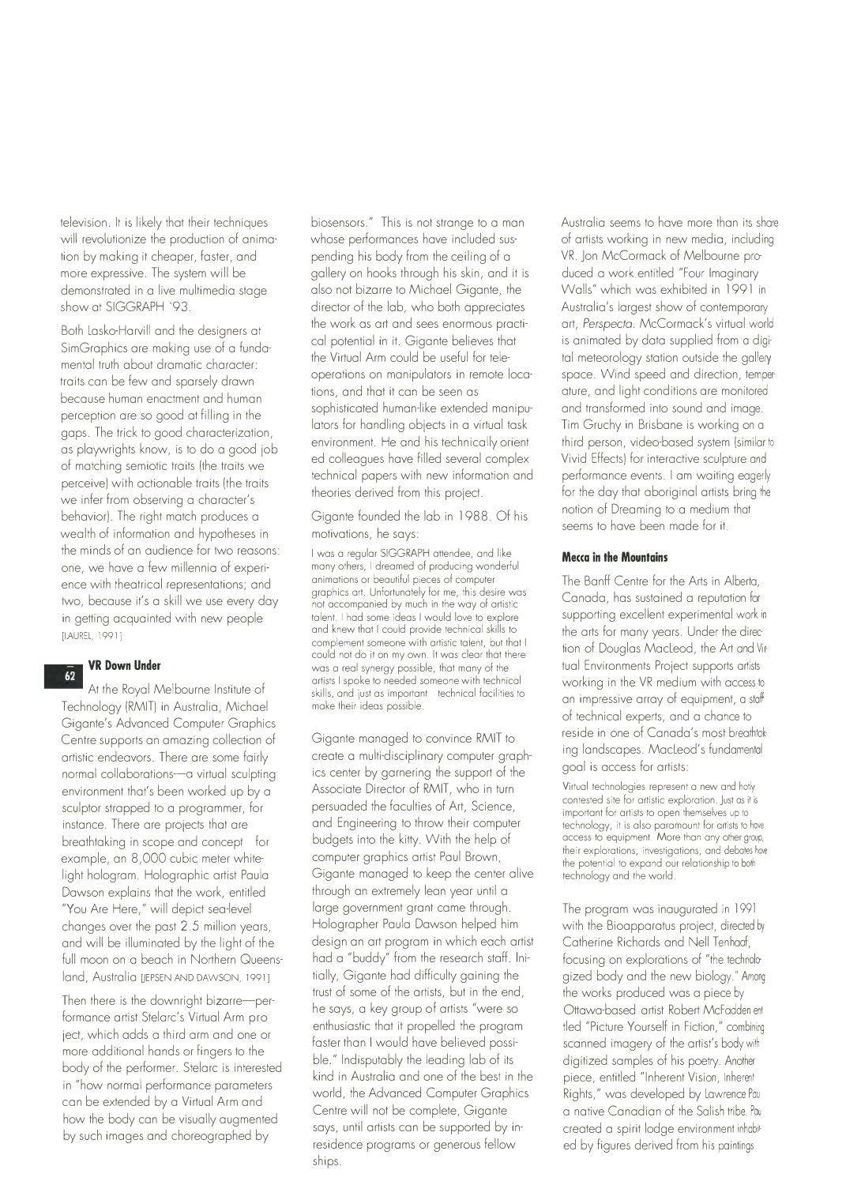television. It is likely that their techniques will revolutionize the production of animation by making it cheaper, faster, and more expressive. The system will be demonstrated in a live multimedia stage show at SIGGRAPH '93.

Both Lasko-Harvill and the designers at SimGraphics are making use of a fundamental truth about dramatic character: traits can be few and sparsely drawn because human enactment and human perception are so good at filling in the gaps. The trick to good characterization, as playwrights know, is to do a good job of matching semiotic traits (the traits we perceive) with actionable traits (the traits we infer from observing a character's behavior). The right match produces a wealth of information and hypotheses in the minds of an audience for two reasons: one, we have a few millennia of experience with theatrical representations; and two, because it's a skill we use every day in getting acquainted with new people [LAUREL, 1991]

### VR Down Under

At the Royal Melbourne Institute of Technology (RMIT) in Australia, Michael Gigante's Advanced Computer Graphics Centre supports an amazing collection of artistic endeavors. There are some fairly normal collaborations—a virtual sculpting environment that's been worked up by a sculptor strapped to a programmer, for instance. There are projects that are breathtaking in scope and concept for example, an 8,000 cubic meter white-light hologram. Holographic artist Paula Dawson explains that the work, entitled "You Are Here," will depict sea-level changes over the past 2.5 million years, and will be illuminated by the light of the full moon on a beach in Northern Queensland, Australia [JEPSEN AND DAWSON, 1991]

Then there is the downright bizarre—performance artist Stelarc's Virtual Arm project, which adds a third arm and one or more additional hands or fingers to the body of the performer. Stelarc is interested in "how normal performance parameters can be extended by a Virtual Arm and how the body can be visually augmented by such images and choreographed by biosensors." This is not strange to a man whose performances have included suspending his body from the ceiling of a gallery on hooks through his skin, and it is also not bizarre to Michael Gigante, the director of the lab, who both appreciates the work as art and sees enormous practical potential in it. Gigante believes that the Virtual Arm could be useful for teleoperations on manipulators in remote locations, and that it can be seen as sophisticated human-like extended manipulators for handling objects in a virtual task environment. He and his technically oriented colleagues have filled several complex technical papers with new information and theories derived from this project.

Gigante founded the lab in 1988. Of his motivations, he says:

> I was a regular SIGGRAPH attendee, and like many others, I dreamed of producing wonderful animations or beautiful pieces of computer graphics art. Unfortunately for me, this desire was not accompanied by much in the way of artistic talent. I had some ideas I would love to explore and knew that I could provide technical skills to complement someone with artistic talent, but that I could not do it on my own. It was clear that there was a real synergy possible, that many of the artists I spoke to needed someone with technical skills, and just as important technical facilities to make their ideas possible.

Gigante managed to convince RMIT to create a multi-disciplinary computer graphics center by garnering the support of the Associate Director of RMIT, who in turn persuaded the faculties of Art, Science, and Engineering to throw their computer budgets into the kitty. With the help of computer graphics artist Paul Brown, Gigante managed to keep the center alive through an extremely lean year until a large government grant came through. Holographer Paula Dawson helped him design an art program in which each artist had a "buddy" from the research staff. Initially, Gigante had difficulty gaining the trust of some of the artists, but in the end, he says, a key group of artists "were so enthusiastic that it propelled the program faster than I would have believed possible." Indisputably the leading lab of its kind in Australia and one of the best in the world, the Advanced Computer Graphics Centre will not be complete, Gigante says, until artists can be supported by in-residence programs or generous fellowships.

Australia seems to have more than its share of artists working in new media, including VR. Jon McCormack of Melbourne produced a work entitled "Four Imaginary Walls" which was exhibited in 1991 in Australia's largest show of contemporary art, *Perspecta*. McCormack's virtual world is animated by data supplied from a digital meteorology station outside the gallery space. Wind speed and direction, temperature, and light conditions are monitored and transformed into sound and image. Tim Gruchy in Brisbane is working on a third person, video-based system (similar to Vivid Effects) for interactive sculpture and performance events. I am waiting eagerly for the day that aboriginal artists bring the notion of Dreaming to a medium that seems to have been made for it.

### Mecca in the Mountains

The Banff Centre for the Arts in Alberta, Canada, has sustained a reputation for supporting excellent experimental work in the arts for many years. Under the direction of Douglas MacLeod, the Art and Virtual Environments Project supports artists working in the VR medium with access to an impressive array of equipment, a staff of technical experts, and a chance to reside in one of Canada's most breathtaking landscapes. MacLeod's fundamental goal is access for artists:

> Virtual technologies represent a new and hotly contested site for artistic exploration. Just as it is important for artists to open themselves up to technology, it is also paramount for artists to have access to equipment. More than any other group, their explorations, investigations, and debates have the potential to expand our relationship to both technology and the world.

The program was inaugurated in 1991 with the Bioapparatus project, directed by Catherine Richards and Nell Tenhaaf, focusing on explorations of "the technologized body and the new biology." Among the works produced was a piece by Ottawa-based artist Robert McFadden entitled "Picture Yourself in Fiction," combining scanned imagery of the artist's body with digitized samples of his poetry. Another piece, entitled "Inherent Vision, Inherent Rights," was developed by Lawrence Paul a native Canadian of the Salish tribe. Paul created a spirit lodge environment inhabited by figures derived from his paintings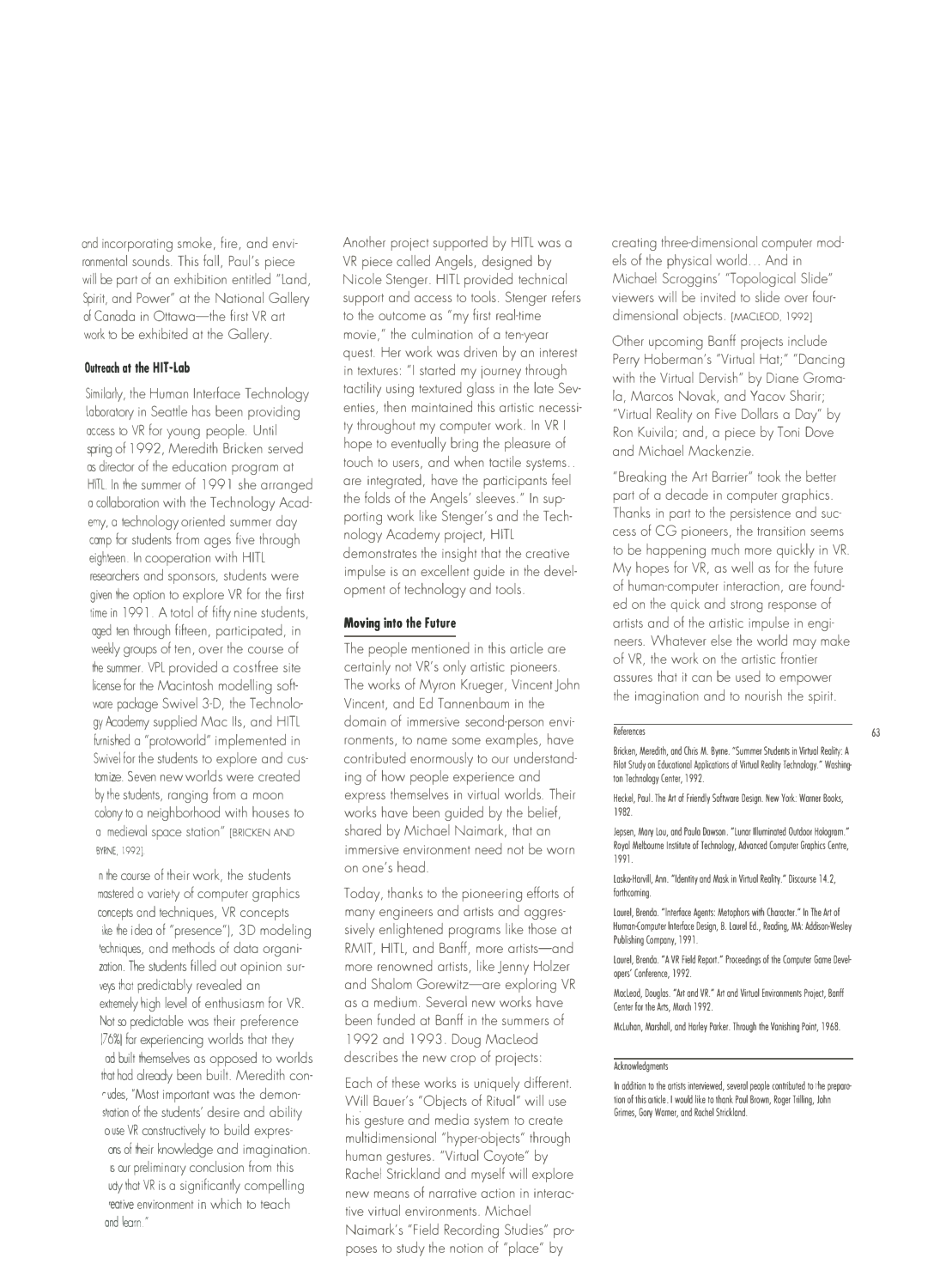and incorporating smoke, fire, and environmental sounds. This fall, Paul's piece will be part of an exhibition entitled "Land, Spirit, and Power" at the National Gallery of Canada in Ottawa—the first VR art work to be exhibited at the Gallery.

#### Outreach at the HIT-Lab

Similarly, the Human Interface Technology Laboratory in Seattle has been providing access to VR for young people. Until spring of 1992, Meredith Bricken served as director of the education program at HITL. In the summer of 1991 she arranged a collaboration with the Technology Academy, a technology oriented summer day camp for students from ages five through eighteen. In cooperation with HITL researchers and sponsors, students were given the option to explore VR for the first time in 1991. A total of fifty nine students, aged ten through fifteen, participated, in weekly groups of ten, over the course of the summer. VPL provided a costfree site license for the Macintosh modelling software package Swivel 3-D, the Technology Academy supplied Mac IIs, and HITL furnished a "protoworld" implemented in Swivel for the students to explore and customize. Seven new worlds were created by the students, ranging from a moon colony to a neighborhood with houses to a medieval space station" [BRICKEN AND BYRNE, 1992].

In the course of their work, the students mastered a variety of computer graphics concepts and techniques, VR concepts like the idea of "presence"), 3D modeling techniques, and methods of data organization. The students filled out opinion surveys that predictably revealed an extremely high level of enthusiasm for VR. Not so predictable was their preference (76%) for experiencing worlds that they had built themselves as opposed to worlds that had already been built. Meredith concludes, "Most important was the demonstration of the students' desire and ability to use VR constructively to build expressions of their knowledge and imagination. Is our preliminary conclusion from this study that VR is a significantly compelling creative environment in which to teach and learn."

Another project supported by HITL was a VR piece called Angels, designed by Nicole Stenger. HITL provided technical support and access to tools. Stenger refers to the outcome as "my first real-time movie," the culmination of a ten-year quest. Her work was driven by an interest in textures: "I started my journey through tactility using textured glass in the late Seventies, then maintained this artistic necessity throughout my computer work. In VR I hope to eventually bring the pleasure of touch to users, and when tactile systems.. are integrated, have the participants feel the folds of the Angels' sleeves." In supporting work like Stenger's and the Technology Academy project, HITL demonstrates the insight that the creative impulse is an excellent guide in the development of technology and tools.

#### Moving into the Future

The people mentioned in this article are certainly not VR's only artistic pioneers. The works of Myron Krueger, Vincent John Vincent, and Ed Tannenbaum in the domain of immersive second-person environments, to name some examples, have contributed enormously to our understanding of how people experience and express themselves in virtual worlds. Their works have been guided by the belief, shared by Michael Naimark, that an immersive environment need not be worn on one's head.

Today, thanks to the pioneering efforts of many engineers and artists and aggressively enlightened programs like those at RMIT, HITL, and Banff, more artists—and more renowned artists, like Jenny Holzer and Shalom Gorewitz—are exploring VR as a medium. Several new works have been funded at Banff in the summers of 1992 and 1993. Doug Macleod describes the new crop of projects:

> Each of these works is uniquely different. Will Bauer's "Objects of Ritual" will use his gesture and media system to create multidimensional "hyper-objects" through human gestures. "Virtual Coyote" by Rachel Strickland and myself will explore new means of narrative action in interactive virtual environments. Michael Naimark's "Field Recording Studies" proposes to study the notion of "place" by creating three-dimensional computer models of the physical world... And in Michael Scroggins' "Topological Slide" viewers will be invited to slide over four-dimensional objects. [MACLEOD, 1992]

Other upcoming Banff projects include Perry Hoberman's "Virtual Hat;" "Dancing with the Virtual Dervish" by Diane Gromala, Marcos Novak, and Yacov Sharir; "Virtual Reality on Five Dollars a Day" by Ron Kuivila; and, a piece by Toni Dove and Michael Mackenzie.

"Breaking the Art Barrier" took the better part of a decade in computer graphics. Thanks in part to the persistence and success of CG pioneers, the transition seems to be happening much more quickly in VR. My hopes for VR, as well as for the future of human-computer interaction, are founded on the quick and strong response of artists and of the artistic impulse in engineers. Whatever else the world may make of VR, the work on the artistic frontier assures that it can be used to empower the imagination and to nourish the spirit.

#### References

Bricken, Meredith, and Chris M. Byrne. "Summer Students in Virtual Reality: A Pilot Study on Educational Applications of Virtual Reality Technology." Washington Technology Center, 1992.

Heckel, Paul. The Art of Friendly Software Design. New York: Warner Books, 1982.

Jepsen, Mary Lou, and Paula Dawson. "Lunar Illuminated Outdoor Hologram." Royal Melbourne Institute of Technology, Advanced Computer Graphics Centre, 1991.

Lasko-Harvill, Ann. "Identity and Mask in Virtual Reality." Discourse 14.2, forthcoming.

Laurel, Brenda. "Interface Agents: Metaphors with Character." In The Art of Human-Computer Interface Design, B. Laurel Ed., Reading, MA: Addison-Wesley Publishing Company, 1991.

Laurel, Brenda. "A VR Field Report." Proceedings of the Computer Game Developers' Conference, 1992.

MacLeod, Douglas. "Art and VR." Art and Virtual Environments Project, Banff Center for the Arts, March 1992.

McLuhan, Marshall, and Harley Parker. Through the Vanishing Point, 1968.

#### Acknowledgments

In addition to the artists interviewed, several people contributed to the preparation of this article. I would like to thank Paul Brown, Roger Trilling, John Grimes, Gary Warner, and Rachel Strickland.